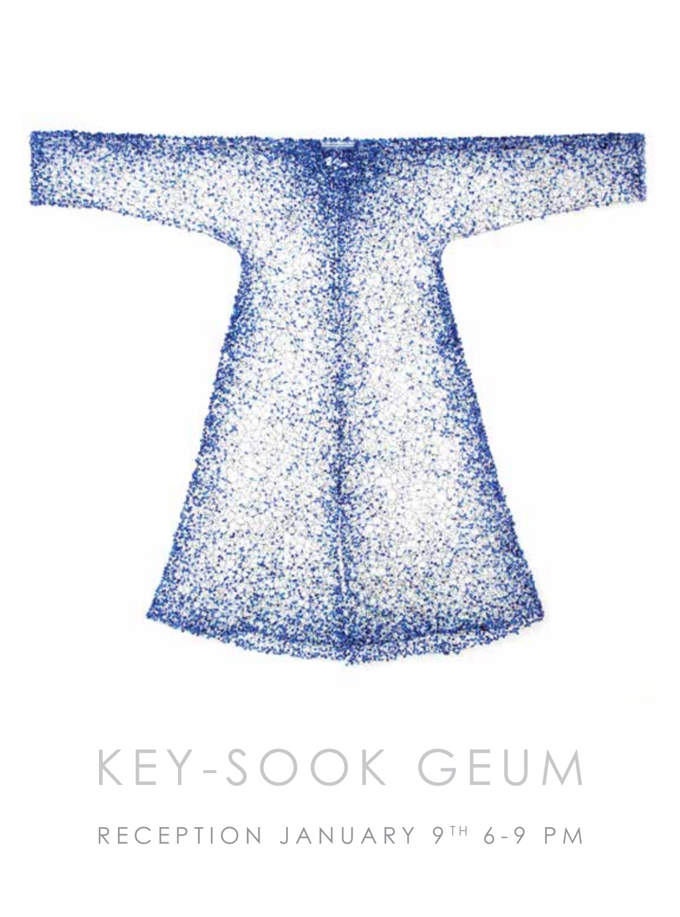# KEY-SOOK GEUM

RECEPTION JANUARY 9TH 6-9 PM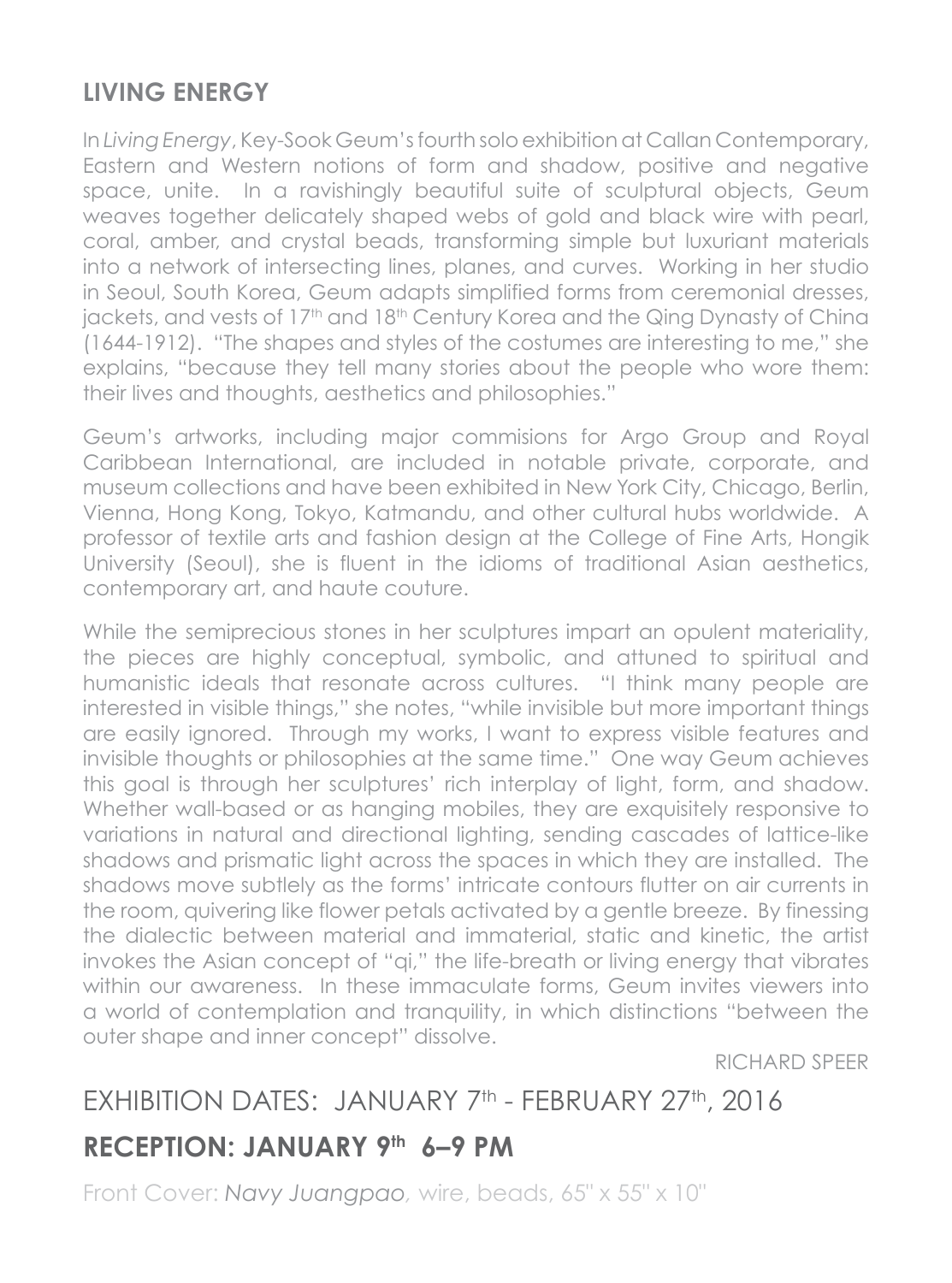## LIVING ENERGY

In *Living Energy*, Key-Sook Geum's fourth solo exhibition at Callan Contemporary, Eastern and Western notions of form and shadow, positive and negative space, unite. In a ravishingly beautiful suite of sculptural objects, Geum weaves together delicately shaped webs of gold and black wire with pearl, coral, amber, and crystal beads, transforming simple but luxuriant materials into a network of intersecting lines, planes, and curves. Working in her studio in Seoul, South Korea, Geum adapts simplified forms from ceremonial dresses, jackets, and vests of 17th and 18th Century Korea and the Qing Dynasty of China (1644-1912). "The shapes and styles of the costumes are interesting to me," she explains, "because they tell many stories about the people who wore them: their lives and thoughts, aesthetics and philosophies."

Geum's artworks, including major commisions for Argo Group and Royal Caribbean International, are included in notable private, corporate, and museum collections and have been exhibited in New York City, Chicago, Berlin, Vienna, Hong Kong, Tokyo, Katmandu, and other cultural hubs worldwide. A professor of textile arts and fashion design at the College of Fine Arts, Hongik University (Seoul), she is fluent in the idioms of traditional Asian aesthetics, contemporary art, and haute couture.

While the semiprecious stones in her sculptures impart an opulent materiality, the pieces are highly conceptual, symbolic, and attuned to spiritual and humanistic ideals that resonate across cultures. "I think many people are interested in visible things," she notes, "while invisible but more important things are easily ignored. Through my works, I want to express visible features and invisible thoughts or philosophies at the same time." One way Geum achieves this goal is through her sculptures' rich interplay of light, form, and shadow. Whether wall-based or as hanging mobiles, they are exquisitely responsive to variations in natural and directional lighting, sending cascades of lattice-like shadows and prismatic light across the spaces in which they are installed. The shadows move subtlely as the forms' intricate contours flutter on air currents in the room, quivering like flower petals activated by a gentle breeze. By finessing the dialectic between material and immaterial, static and kinetic, the artist invokes the Asian concept of "qi," the life-breath or living energy that vibrates within our awareness. In these immaculate forms, Geum invites viewers into a world of contemplation and tranquility, in which distinctions "between the outer shape and inner concept" dissolve.

RICHARD SPEER

## EXHIBITION DATES: JANUARY 7th - FEBRUARY 27th, 2016

## RECEPTION: JANUARY 9th 6–9 PM

Front Cover: *Navy Juangpao*, wire, beads, 65" x 55" x 10"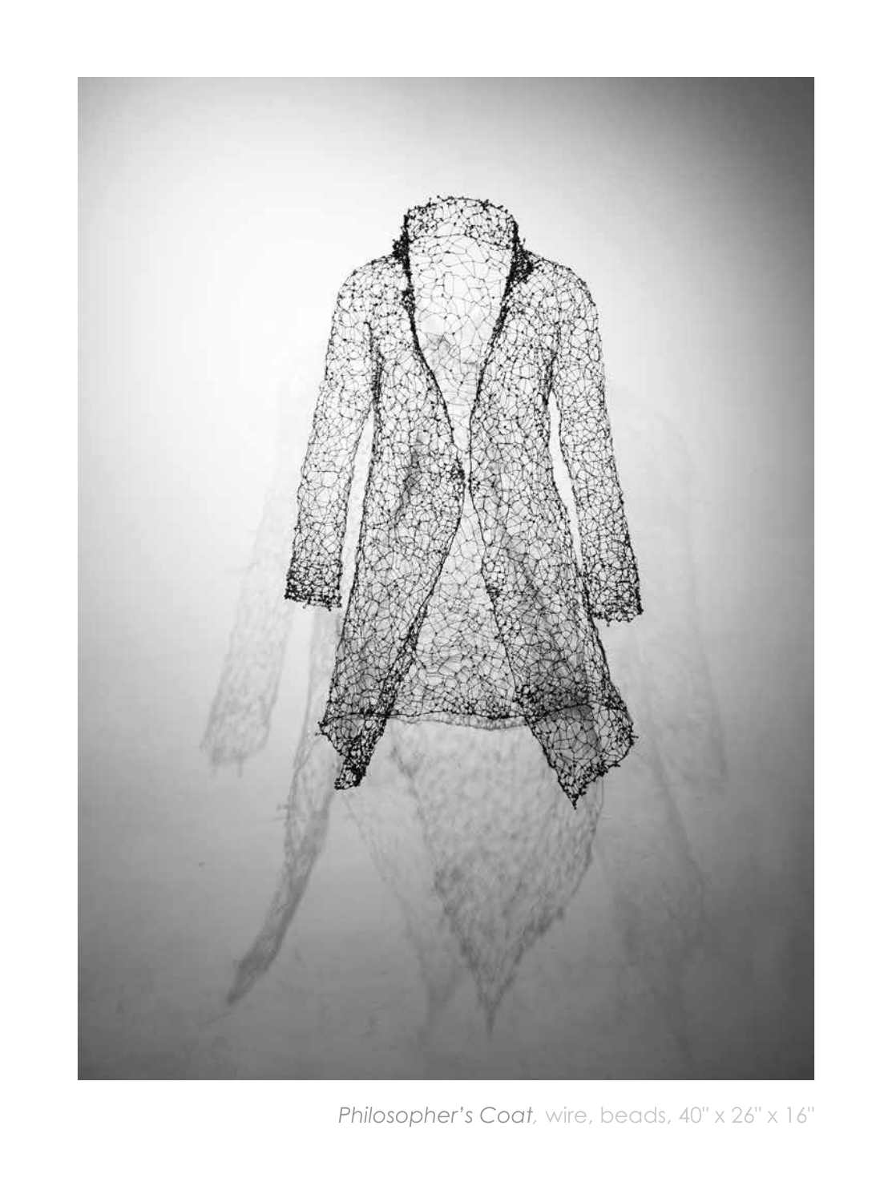*Philosopher's Coat,* wire, beads, 40" x 26" x 16"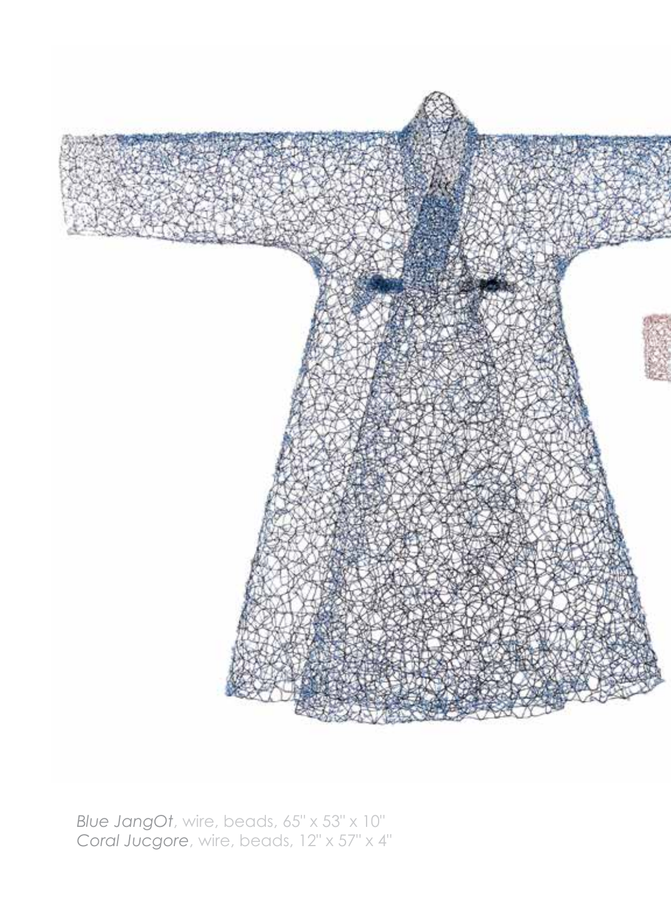*Blue JangOt*, wire, beads, 65" x 53" x 10"
*Coral Jucgore*, wire, beads, 12" x 57" x 4"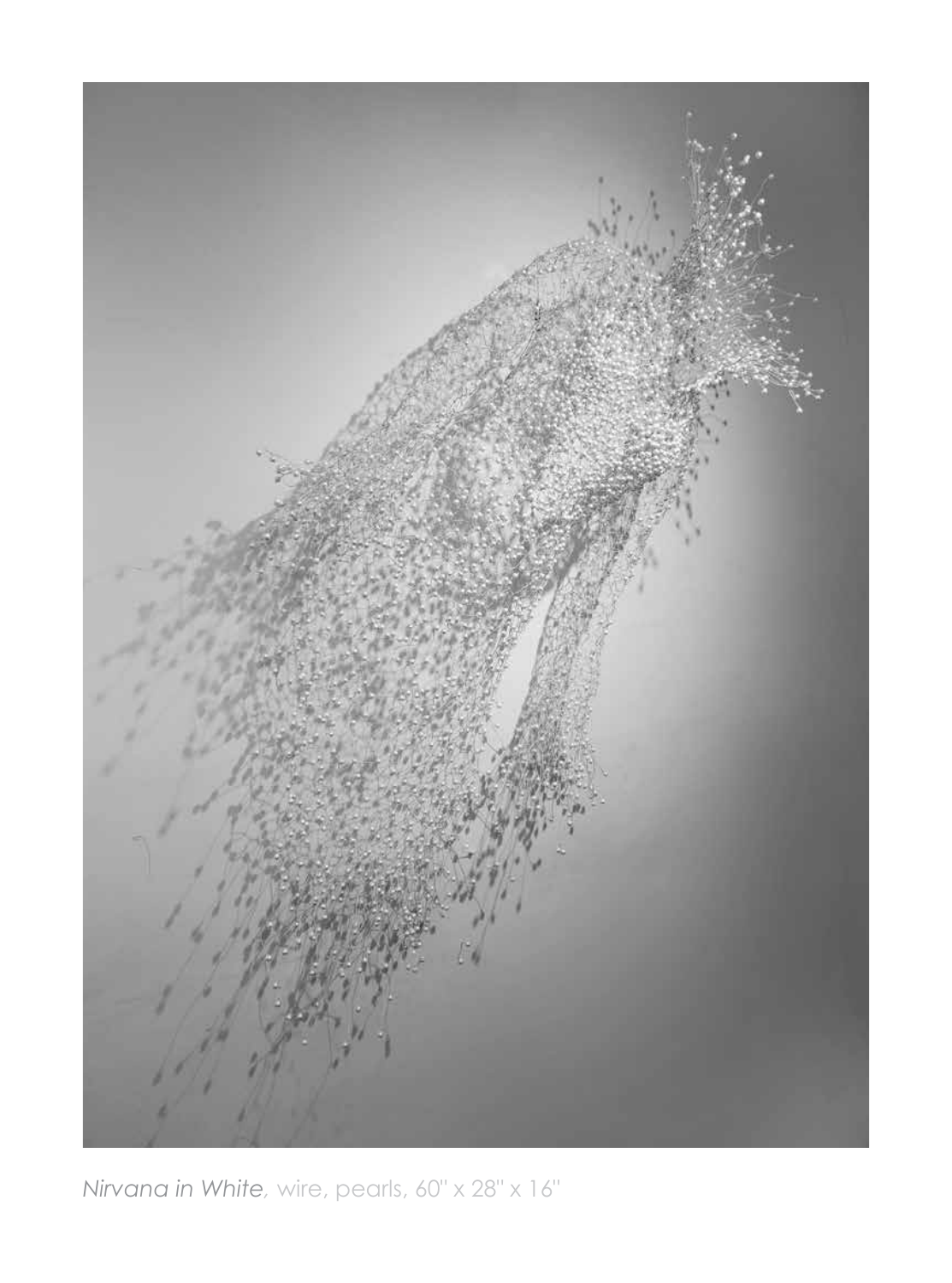*Nirvana in White,* wire, pearls, 60'' x 28'' x 16''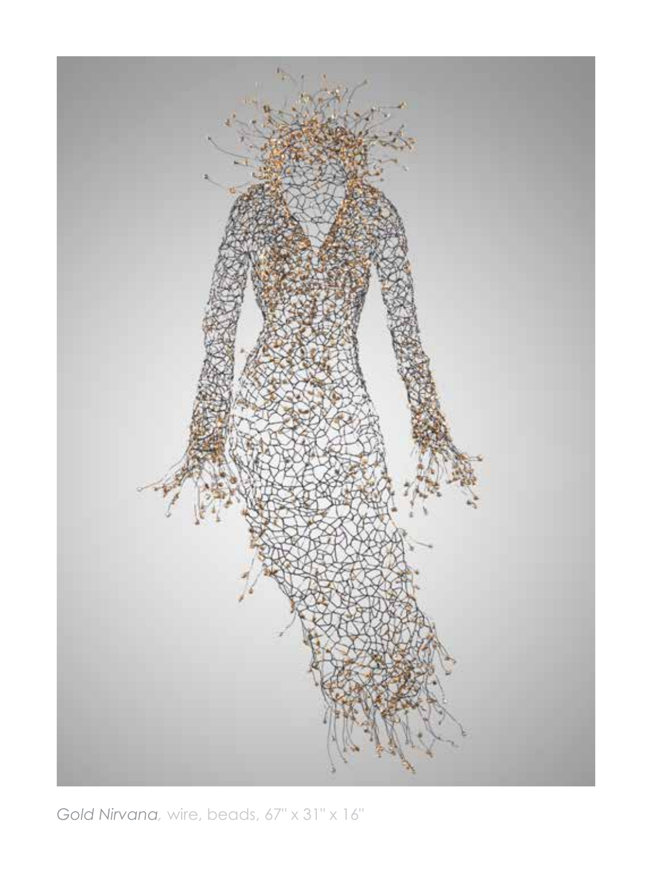*Gold Nirvana,* wire, beads, 67" x 31" x 16"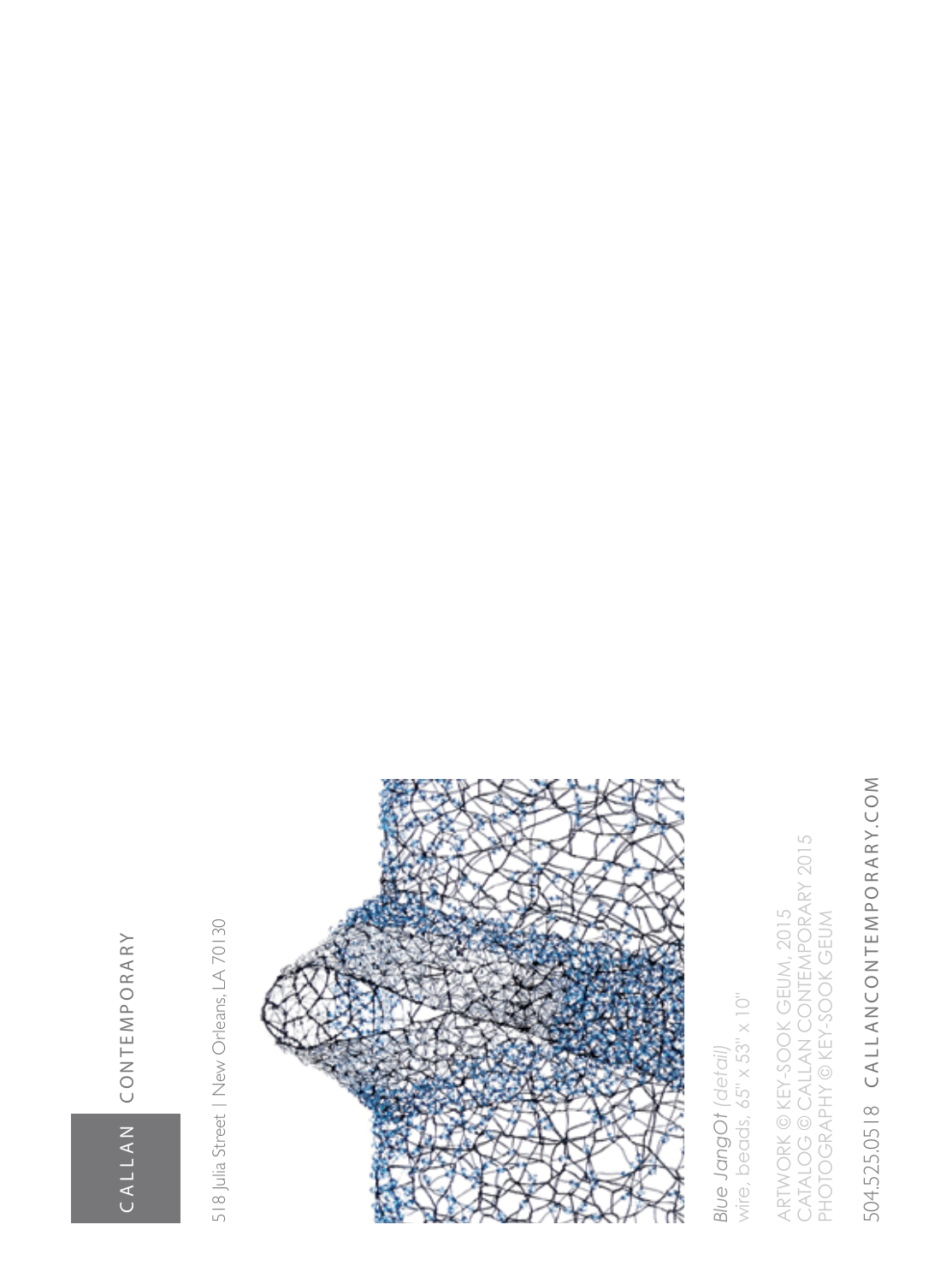CALLAN CONTEMPORARY

518 Julia Street | New Orleans, LA 70130

*Blue JangOt (detail)*
wire, beads, 65" x 53" x 10"

ARTWORK © KEY-SOOK GEUM, 2015
CATALOG © CALLAN CONTEMPORARY 2015
PHOTOGRAPHY © KEY-SOOK GEUM

504.525.0518 CALLANCONTEMPORARY.COM